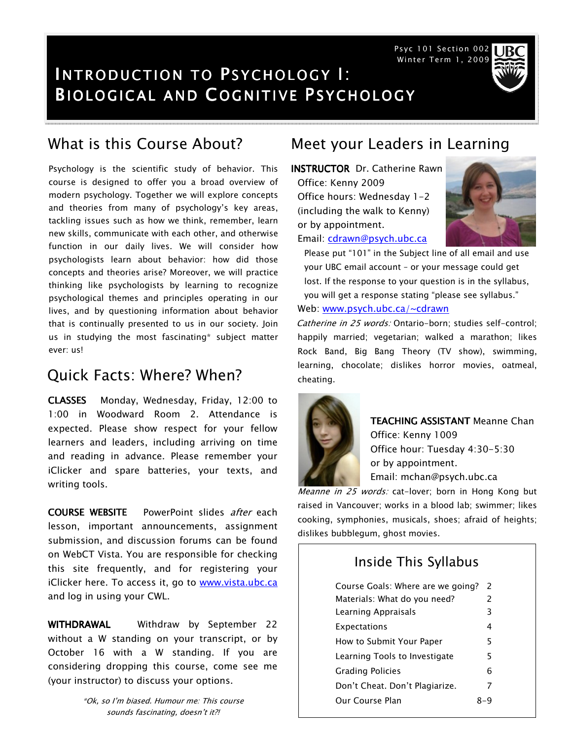Psyc 101 Section 002
Winter Term 1, 2009

# Introduction to Psychology I: Biological and Cognitive Psychology

## What is this Course About?

Psychology is the scientific study of behavior. This course is designed to offer you a broad overview of modern psychology. Together we will explore concepts and theories from many of psychology's key areas, tackling issues such as how we think, remember, learn new skills, communicate with each other, and otherwise function in our daily lives. We will consider how psychologists learn about behavior: how did those concepts and theories arise? Moreover, we will practice thinking like psychologists by learning to recognize psychological themes and principles operating in our lives, and by questioning information about behavior that is continually presented to us in our society. Join us in studying the most fascinating* subject matter ever: us!

## Quick Facts: Where? When?

**CLASSES** Monday, Wednesday, Friday, 12:00 to 1:00 in Woodward Room 2. Attendance is expected. Please show respect for your fellow learners and leaders, including arriving on time and reading in advance. Please remember your iClicker and spare batteries, your texts, and writing tools.

**COURSE WEBSITE** PowerPoint slides *after* each lesson, important announcements, assignment submission, and discussion forums can be found on WebCT Vista. You are responsible for checking this site frequently, and for registering your iClicker here. To access it, go to www.vista.ubc.ca and log in using your CWL.

**WITHDRAWAL** Withdraw by September 22 without a W standing on your transcript, or by October 16 with a W standing. If you are considering dropping this course, come see me (your instructor) to discuss your options.

*\*Ok, so I'm biased. Humour me: This course sounds fascinating, doesn't it?!*

## Meet your Leaders in Learning

**INSTRUCTOR** Dr. Catherine Rawn
Office: Kenny 2009
Office hours: Wednesday 1-2 (including the walk to Kenny) or by appointment.
Email: cdrawn@psych.ubc.ca

Please put "101" in the Subject line of all email and use your UBC email account – or your message could get lost. If the response to your question is in the syllabus, you will get a response stating "please see syllabus."

Web: www.psych.ubc.ca/~cdrawn

*Catherine in 25 words:* Ontario-born; studies self-control; happily married; vegetarian; walked a marathon; likes Rock Band, Big Bang Theory (TV show), swimming, learning, chocolate; dislikes horror movies, oatmeal, cheating.

**TEACHING ASSISTANT** Meanne Chan
Office: Kenny 1009
Office hour: Tuesday 4:30-5:30 or by appointment.
Email: mchan@psych.ubc.ca

*Meanne in 25 words:* cat-lover; born in Hong Kong but raised in Vancouver; works in a blood lab; swimmer; likes cooking, symphonies, musicals, shoes; afraid of heights; dislikes bubblegum, ghost movies.

## Inside This Syllabus

| | |
|---|---|
| Course Goals: Where are we going? | 2 |
| Materials: What do you need? | 2 |
| Learning Appraisals | 3 |
| Expectations | 4 |
| How to Submit Your Paper | 5 |
| Learning Tools to Investigate | 5 |
| Grading Policies | 6 |
| Don't Cheat. Don't Plagiarize. | 7 |
| Our Course Plan | 8-9 |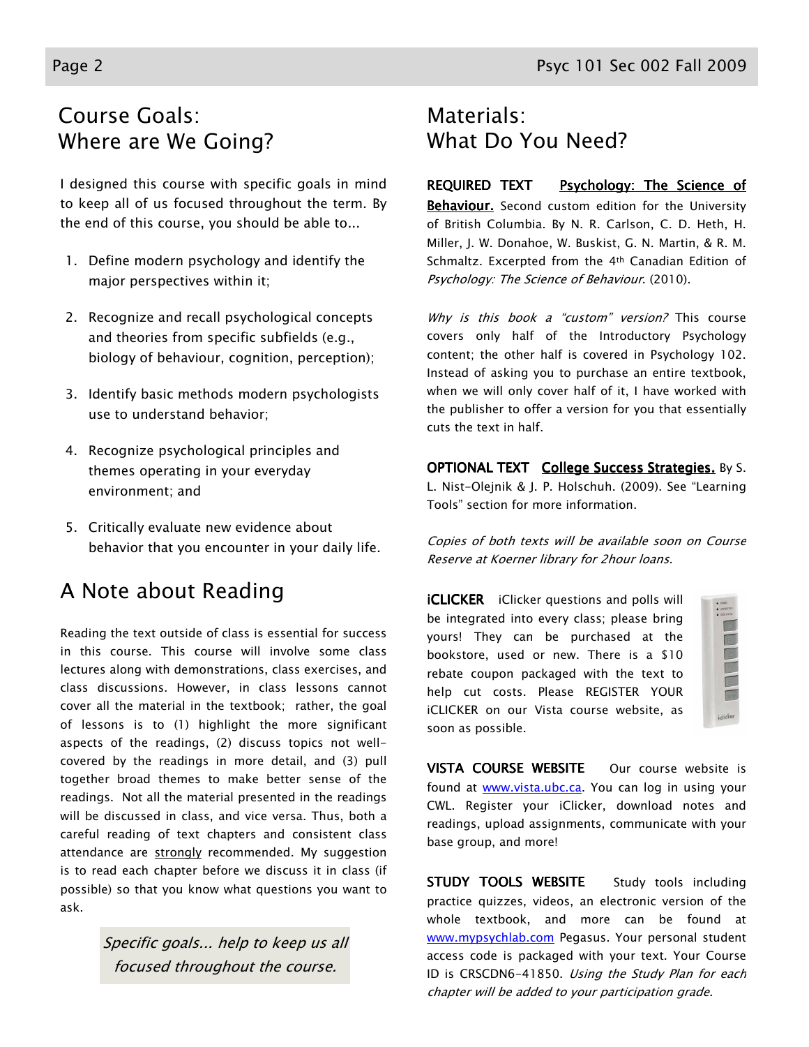## Course Goals: Where are We Going?

I designed this course with specific goals in mind to keep all of us focused throughout the term. By the end of this course, you should be able to...

1. Define modern psychology and identify the major perspectives within it;
2. Recognize and recall psychological concepts and theories from specific subfields (e.g., biology of behaviour, cognition, perception);
3. Identify basic methods modern psychologists use to understand behavior;
4. Recognize psychological principles and themes operating in your everyday environment; and
5. Critically evaluate new evidence about behavior that you encounter in your daily life.

## A Note about Reading

Reading the text outside of class is essential for success in this course. This course will involve some class lectures along with demonstrations, class exercises, and class discussions. However, in class lessons cannot cover all the material in the textbook; rather, the goal of lessons is to (1) highlight the more significant aspects of the readings, (2) discuss topics not well-covered by the readings in more detail, and (3) pull together broad themes to make better sense of the readings. Not all the material presented in the readings will be discussed in class, and vice versa. Thus, both a careful reading of text chapters and consistent class attendance are strongly recommended. My suggestion is to read each chapter before we discuss it in class (if possible) so that you know what questions you want to ask.

*Specific goals... help to keep us all focused throughout the course.*

## Materials: What Do You Need?

**REQUIRED TEXT** **Psychology: The Science of Behaviour.** Second custom edition for the University of British Columbia. By N. R. Carlson, C. D. Heth, H. Miller, J. W. Donahoe, W. Buskist, G. N. Martin, & R. M. Schmaltz. Excerpted from the 4th Canadian Edition of *Psychology: The Science of Behaviour.* (2010).

*Why is this book a "custom" version?* This course covers only half of the Introductory Psychology content; the other half is covered in Psychology 102. Instead of asking you to purchase an entire textbook, when we will only cover half of it, I have worked with the publisher to offer a version for you that essentially cuts the text in half.

**OPTIONAL TEXT** **College Success Strategies.** By S. L. Nist-Olejnik & J. P. Holschuh. (2009). See "Learning Tools" section for more information.

*Copies of both texts will be available soon on Course Reserve at Koerner library for 2hour loans.*

**iCLICKER** iClicker questions and polls will be integrated into every class; please bring yours! They can be purchased at the bookstore, used or new. There is a $10 rebate coupon packaged with the text to help cut costs. Please REGISTER YOUR iCLICKER on our Vista course website, as soon as possible.

**VISTA COURSE WEBSITE** Our course website is found at www.vista.ubc.ca. You can log in using your CWL. Register your iClicker, download notes and readings, upload assignments, communicate with your base group, and more!

**STUDY TOOLS WEBSITE** Study tools including practice quizzes, videos, an electronic version of the whole textbook, and more can be found at www.mypsychlab.com Pegasus. Your personal student access code is packaged with your text. Your Course ID is CRSCDN6-41850. *Using the Study Plan for each chapter will be added to your participation grade.*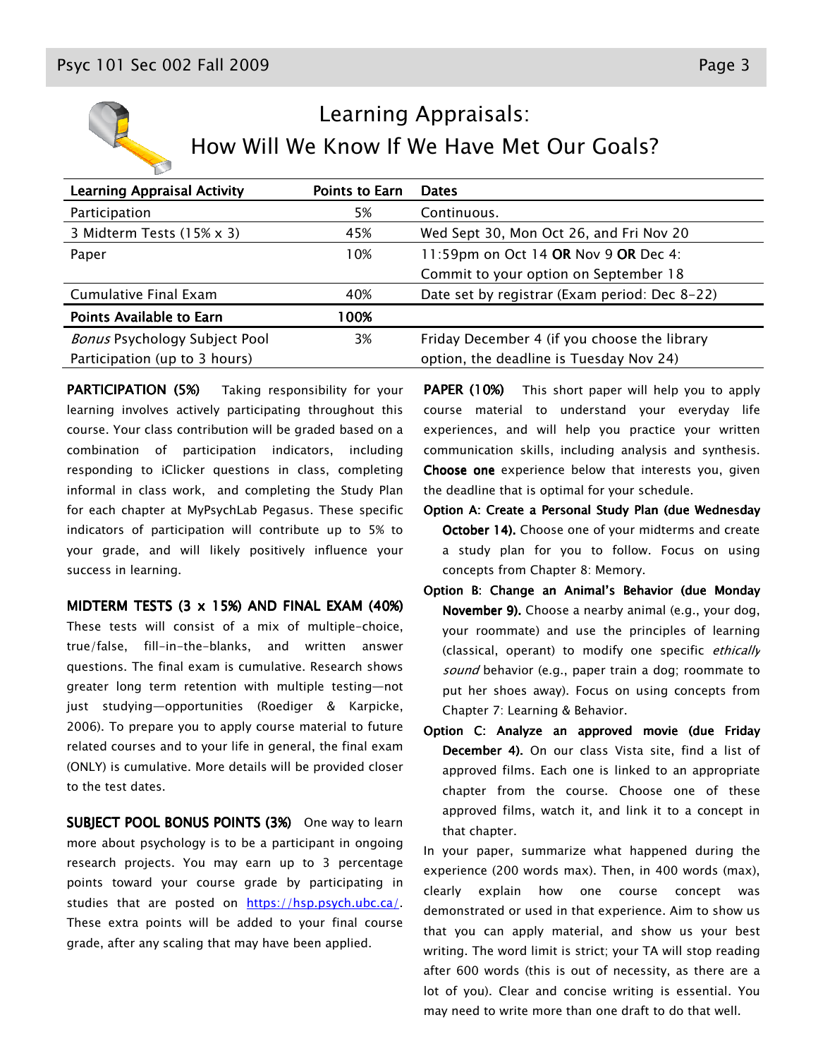# Learning Appraisals: How Will We Know If We Have Met Our Goals?

| Learning Appraisal Activity | Points to Earn | Dates |
|---|---|---|
| Participation | 5% | Continuous. |
| 3 Midterm Tests (15% x 3) | 45% | Wed Sept 30, Mon Oct 26, and Fri Nov 20 |
| Paper | 10% | 11:59pm on Oct 14 **OR** Nov 9 **OR** Dec 4: Commit to your option on September 18 |
| Cumulative Final Exam | 40% | Date set by registrar (Exam period: Dec 8-22) |
| **Points Available to Earn** | **100%** | |
| *Bonus* Psychology Subject Pool Participation (up to 3 hours) | 3% | Friday December 4 (if you choose the library option, the deadline is Tuesday Nov 24) |

**PARTICIPATION (5%)** Taking responsibility for your learning involves actively participating throughout this course. Your class contribution will be graded based on a combination of participation indicators, including responding to iClicker questions in class, completing informal in class work, and completing the Study Plan for each chapter at MyPsychLab Pegasus. These specific indicators of participation will contribute up to 5% to your grade, and will likely positively influence your success in learning.

**MIDTERM TESTS (3 x 15%) AND FINAL EXAM (40%)** These tests will consist of a mix of multiple-choice, true/false, fill-in-the-blanks, and written answer questions. The final exam is cumulative. Research shows greater long term retention with multiple testing—not just studying—opportunities (Roediger & Karpicke, 2006). To prepare you to apply course material to future related courses and to your life in general, the final exam (ONLY) is cumulative. More details will be provided closer to the test dates.

**SUBJECT POOL BONUS POINTS (3%)** One way to learn more about psychology is to be a participant in ongoing research projects. You may earn up to 3 percentage points toward your course grade by participating in studies that are posted on https://hsp.psych.ubc.ca/. These extra points will be added to your final course grade, after any scaling that may have been applied.

**PAPER (10%)** This short paper will help you to apply course material to understand your everyday life experiences, and will help you practice your written communication skills, including analysis and synthesis. **Choose one** experience below that interests you, given the deadline that is optimal for your schedule.

- **Option A: Create a Personal Study Plan (due Wednesday October 14).** Choose one of your midterms and create a study plan for you to follow. Focus on using concepts from Chapter 8: Memory.
- **Option B: Change an Animal's Behavior (due Monday November 9).** Choose a nearby animal (e.g., your dog, your roommate) and use the principles of learning (classical, operant) to modify one specific *ethically sound* behavior (e.g., paper train a dog; roommate to put her shoes away). Focus on using concepts from Chapter 7: Learning & Behavior.
- **Option C: Analyze an approved movie (due Friday December 4).** On our class Vista site, find a list of approved films. Each one is linked to an appropriate chapter from the course. Choose one of these approved films, watch it, and link it to a concept in that chapter.

In your paper, summarize what happened during the experience (200 words max). Then, in 400 words (max), clearly explain how one course concept was demonstrated or used in that experience. Aim to show us that you can apply material, and show us your best writing. The word limit is strict; your TA will stop reading after 600 words (this is out of necessity, as there are a lot of you). Clear and concise writing is essential. You may need to write more than one draft to do that well.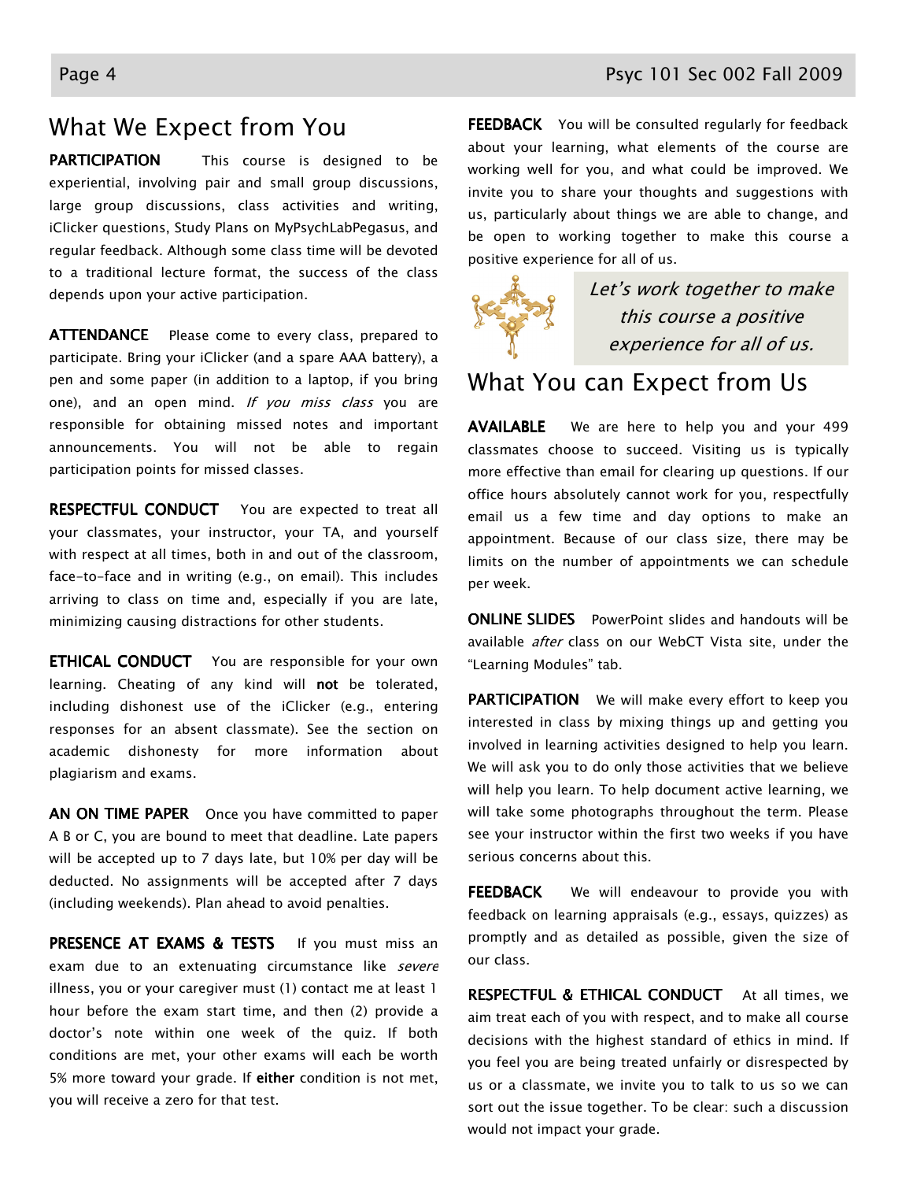## What We Expect from You

**PARTICIPATION** This course is designed to be experiential, involving pair and small group discussions, large group discussions, class activities and writing, iClicker questions, Study Plans on MyPsychLabPegasus, and regular feedback. Although some class time will be devoted to a traditional lecture format, the success of the class depends upon your active participation.

**ATTENDANCE** Please come to every class, prepared to participate. Bring your iClicker (and a spare AAA battery), a pen and some paper (in addition to a laptop, if you bring one), and an open mind. *If you miss class* you are responsible for obtaining missed notes and important announcements. You will not be able to regain participation points for missed classes.

**RESPECTFUL CONDUCT** You are expected to treat all your classmates, your instructor, your TA, and yourself with respect at all times, both in and out of the classroom, face-to-face and in writing (e.g., on email). This includes arriving to class on time and, especially if you are late, minimizing causing distractions for other students.

**ETHICAL CONDUCT** You are responsible for your own learning. Cheating of any kind will **not** be tolerated, including dishonest use of the iClicker (e.g., entering responses for an absent classmate). See the section on academic dishonesty for more information about plagiarism and exams.

**AN ON TIME PAPER** Once you have committed to paper A B or C, you are bound to meet that deadline. Late papers will be accepted up to 7 days late, but 10% per day will be deducted. No assignments will be accepted after 7 days (including weekends). Plan ahead to avoid penalties.

**PRESENCE AT EXAMS & TESTS** If you must miss an exam due to an extenuating circumstance like *severe* illness, you or your caregiver must (1) contact me at least 1 hour before the exam start time, and then (2) provide a doctor's note within one week of the quiz. If both conditions are met, your other exams will each be worth 5% more toward your grade. If **either** condition is not met, you will receive a zero for that test.

**FEEDBACK** You will be consulted regularly for feedback about your learning, what elements of the course are working well for you, and what could be improved. We invite you to share your thoughts and suggestions with us, particularly about things we are able to change, and be open to working together to make this course a positive experience for all of us.

*Let's work together to make this course a positive experience for all of us.*

## What You can Expect from Us

**AVAILABLE** We are here to help you and your 499 classmates choose to succeed. Visiting us is typically more effective than email for clearing up questions. If our office hours absolutely cannot work for you, respectfully email us a few time and day options to make an appointment. Because of our class size, there may be limits on the number of appointments we can schedule per week.

**ONLINE SLIDES** PowerPoint slides and handouts will be available *after* class on our WebCT Vista site, under the "Learning Modules" tab.

**PARTICIPATION** We will make every effort to keep you interested in class by mixing things up and getting you involved in learning activities designed to help you learn. We will ask you to do only those activities that we believe will help you learn. To help document active learning, we will take some photographs throughout the term. Please see your instructor within the first two weeks if you have serious concerns about this.

**FEEDBACK** We will endeavour to provide you with feedback on learning appraisals (e.g., essays, quizzes) as promptly and as detailed as possible, given the size of our class.

**RESPECTFUL & ETHICAL CONDUCT** At all times, we aim treat each of you with respect, and to make all course decisions with the highest standard of ethics in mind. If you feel you are being treated unfairly or disrespected by us or a classmate, we invite you to talk to us so we can sort out the issue together. To be clear: such a discussion would not impact your grade.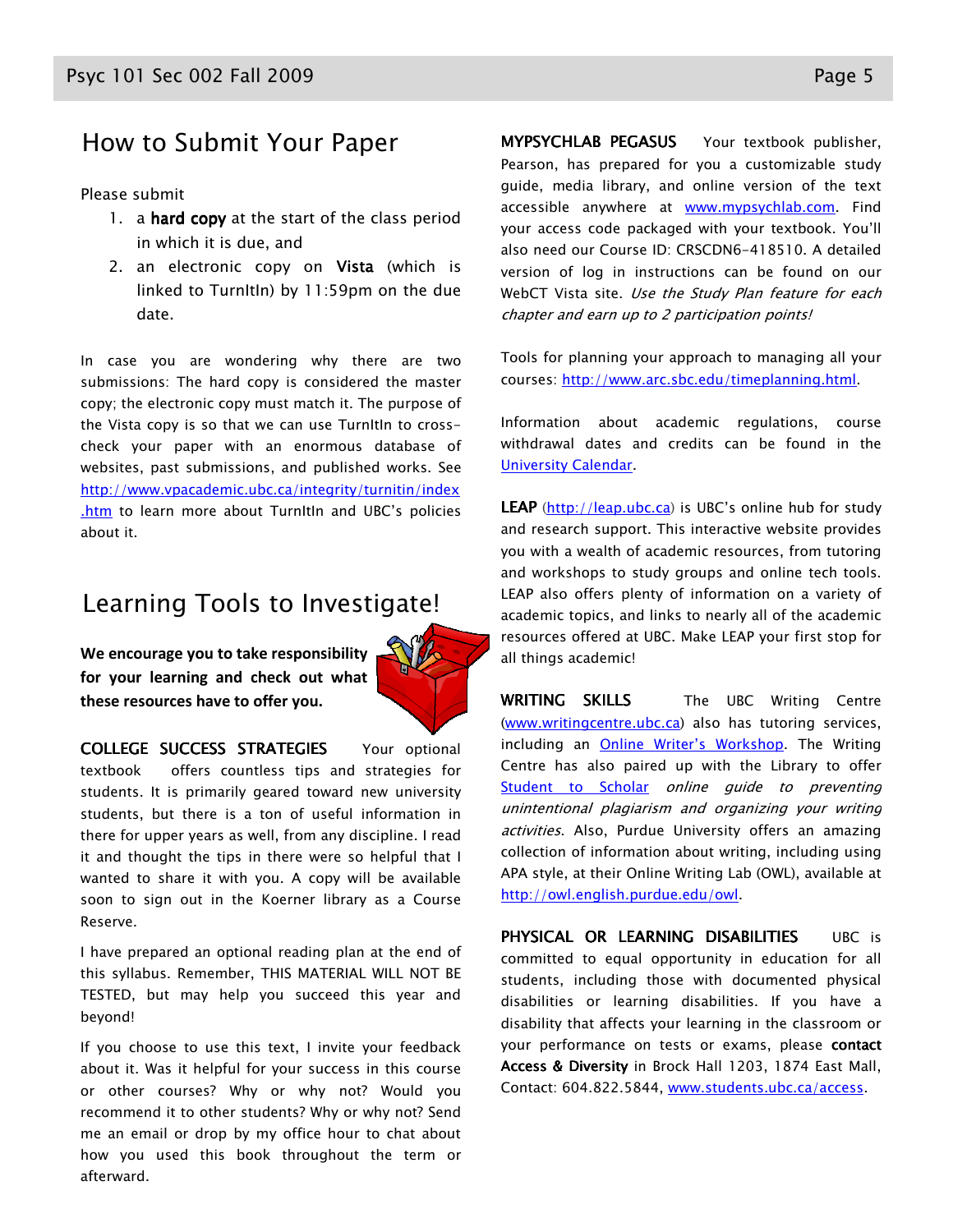## How to Submit Your Paper

Please submit

1. a **hard copy** at the start of the class period in which it is due, and
2. an electronic copy on **Vista** (which is linked to TurnItIn) by 11:59pm on the due date.

In case you are wondering why there are two submissions: The hard copy is considered the master copy; the electronic copy must match it. The purpose of the Vista copy is so that we can use TurnItIn to cross-check your paper with an enormous database of websites, past submissions, and published works. See http://www.vpacademic.ubc.ca/integrity/turnitin/index.htm to learn more about TurnItIn and UBC's policies about it.

## Learning Tools to Investigate!

**We encourage you to take responsibility for your learning and check out what these resources have to offer you.**

**COLLEGE SUCCESS STRATEGIES** Your optional textbook offers countless tips and strategies for students. It is primarily geared toward new university students, but there is a ton of useful information in there for upper years as well, from any discipline. I read it and thought the tips in there were so helpful that I wanted to share it with you. A copy will be available soon to sign out in the Koerner library as a Course Reserve.

I have prepared an optional reading plan at the end of this syllabus. Remember, THIS MATERIAL WILL NOT BE TESTED, but may help you succeed this year and beyond!

If you choose to use this text, I invite your feedback about it. Was it helpful for your success in this course or other courses? Why or why not? Would you recommend it to other students? Why or why not? Send me an email or drop by my office hour to chat about how you used this book throughout the term or afterward.

**MYPSYCHLAB PEGASUS** Your textbook publisher, Pearson, has prepared for you a customizable study guide, media library, and online version of the text accessible anywhere at www.mypsychlab.com. Find your access code packaged with your textbook. You'll also need our Course ID: CRSCDN6-418510. A detailed version of log in instructions can be found on our WebCT Vista site. *Use the Study Plan feature for each chapter and earn up to 2 participation points!*

Tools for planning your approach to managing all your courses: http://www.arc.sbc.edu/timeplanning.html.

Information about academic regulations, course withdrawal dates and credits can be found in the University Calendar.

**LEAP** (http://leap.ubc.ca) is UBC's online hub for study and research support. This interactive website provides you with a wealth of academic resources, from tutoring and workshops to study groups and online tech tools. LEAP also offers plenty of information on a variety of academic topics, and links to nearly all of the academic resources offered at UBC. Make LEAP your first stop for all things academic!

**WRITING SKILLS** The UBC Writing Centre (www.writingcentre.ubc.ca) also has tutoring services, including an Online Writer's Workshop. The Writing Centre has also paired up with the Library to offer Student to Scholar *online guide to preventing unintentional plagiarism and organizing your writing activities.* Also, Purdue University offers an amazing collection of information about writing, including using APA style, at their Online Writing Lab (OWL), available at http://owl.english.purdue.edu/owl.

**PHYSICAL OR LEARNING DISABILITIES** UBC is committed to equal opportunity in education for all students, including those with documented physical disabilities or learning disabilities. If you have a disability that affects your learning in the classroom or your performance on tests or exams, please **contact Access & Diversity** in Brock Hall 1203, 1874 East Mall, Contact: 604.822.5844, www.students.ubc.ca/access.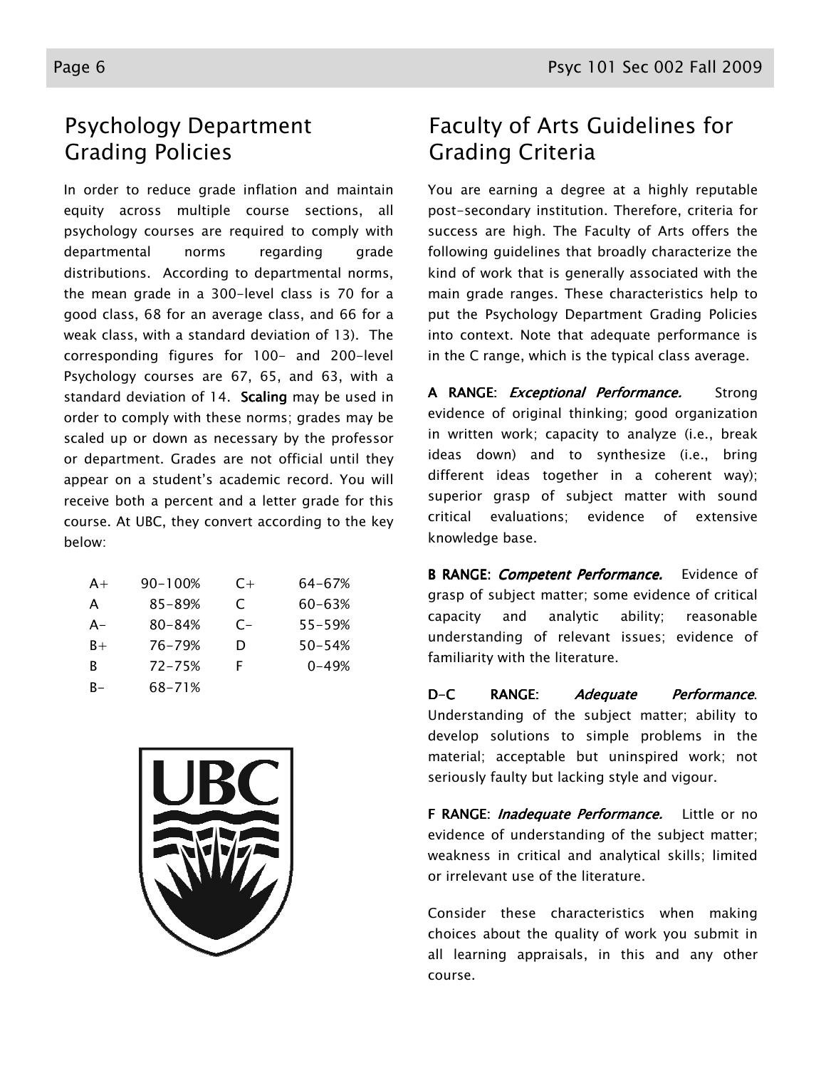## Psychology Department Grading Policies

In order to reduce grade inflation and maintain equity across multiple course sections, all psychology courses are required to comply with departmental norms regarding grade distributions. According to departmental norms, the mean grade in a 300-level class is 70 for a good class, 68 for an average class, and 66 for a weak class, with a standard deviation of 13). The corresponding figures for 100- and 200-level Psychology courses are 67, 65, and 63, with a standard deviation of 14. **Scaling** may be used in order to comply with these norms; grades may be scaled up or down as necessary by the professor or department. Grades are not official until they appear on a student's academic record. You will receive both a percent and a letter grade for this course. At UBC, they convert according to the key below:

| | | | |
|---|---|---|---|
| A+ | 90-100% | C+ | 64-67% |
| A | 85-89% | C | 60-63% |
| A- | 80-84% | C- | 55-59% |
| B+ | 76-79% | D | 50-54% |
| B | 72-75% | F | 0-49% |
| B- | 68-71% | | |

## Faculty of Arts Guidelines for Grading Criteria

You are earning a degree at a highly reputable post-secondary institution. Therefore, criteria for success are high. The Faculty of Arts offers the following guidelines that broadly characterize the kind of work that is generally associated with the main grade ranges. These characteristics help to put the Psychology Department Grading Policies into context. Note that adequate performance is in the C range, which is the typical class average.

**A RANGE:** ***Exceptional Performance.*** Strong evidence of original thinking; good organization in written work; capacity to analyze (i.e., break ideas down) and to synthesize (i.e., bring different ideas together in a coherent way); superior grasp of subject matter with sound critical evaluations; evidence of extensive knowledge base.

**B RANGE:** ***Competent Performance.*** Evidence of grasp of subject matter; some evidence of critical capacity and analytic ability; reasonable understanding of relevant issues; evidence of familiarity with the literature.

**D-C RANGE:** ***Adequate Performance.*** Understanding of the subject matter; ability to develop solutions to simple problems in the material; acceptable but uninspired work; not seriously faulty but lacking style and vigour.

**F RANGE:** ***Inadequate Performance.*** Little or no evidence of understanding of the subject matter; weakness in critical and analytical skills; limited or irrelevant use of the literature.

Consider these characteristics when making choices about the quality of work you submit in all learning appraisals, in this and any other course.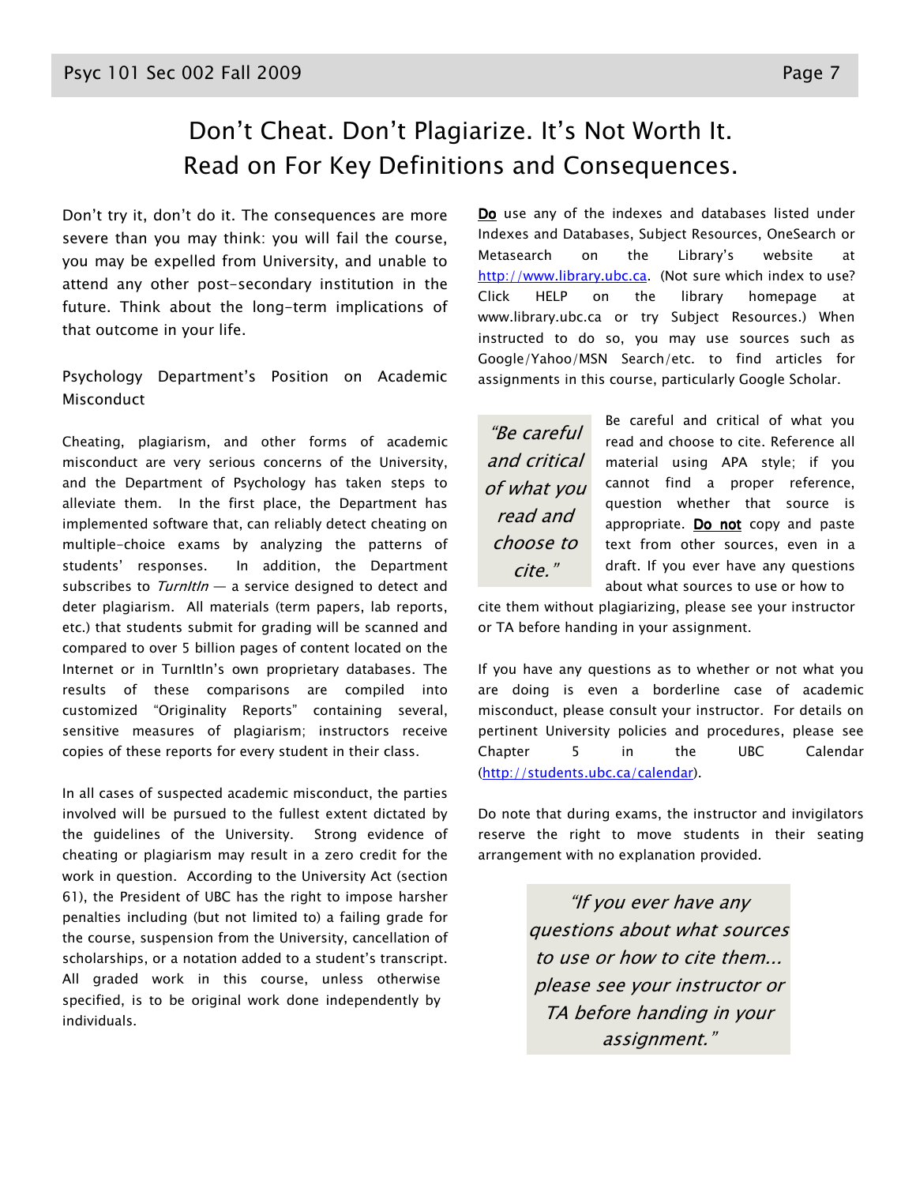# Don't Cheat. Don't Plagiarize. It's Not Worth It. Read on For Key Definitions and Consequences.

Don't try it, don't do it. The consequences are more severe than you may think: you will fail the course, you may be expelled from University, and unable to attend any other post-secondary institution in the future. Think about the long-term implications of that outcome in your life.

## Psychology Department's Position on Academic Misconduct

Cheating, plagiarism, and other forms of academic misconduct are very serious concerns of the University, and the Department of Psychology has taken steps to alleviate them. In the first place, the Department has implemented software that, can reliably detect cheating on multiple-choice exams by analyzing the patterns of students' responses. In addition, the Department subscribes to *TurnItIn* — a service designed to detect and deter plagiarism. All materials (term papers, lab reports, etc.) that students submit for grading will be scanned and compared to over 5 billion pages of content located on the Internet or in TurnItIn's own proprietary databases. The results of these comparisons are compiled into customized "Originality Reports" containing several, sensitive measures of plagiarism; instructors receive copies of these reports for every student in their class.

In all cases of suspected academic misconduct, the parties involved will be pursued to the fullest extent dictated by the guidelines of the University. Strong evidence of cheating or plagiarism may result in a zero credit for the work in question. According to the University Act (section 61), the President of UBC has the right to impose harsher penalties including (but not limited to) a failing grade for the course, suspension from the University, cancellation of scholarships, or a notation added to a student's transcript. All graded work in this course, unless otherwise specified, is to be original work done independently by individuals.

**Do** use any of the indexes and databases listed under Indexes and Databases, Subject Resources, OneSearch or Metasearch on the Library's website at http://www.library.ubc.ca. (Not sure which index to use? Click HELP on the library homepage at www.library.ubc.ca or try Subject Resources.) When instructed to do so, you may use sources such as Google/Yahoo/MSN Search/etc. to find articles for assignments in this course, particularly Google Scholar.

> *"Be careful and critical of what you read and choose to cite."*

Be careful and critical of what you read and choose to cite. Reference all material using APA style; if you cannot find a proper reference, question whether that source is appropriate. **Do not** copy and paste text from other sources, even in a draft. If you ever have any questions about what sources to use or how to cite them without plagiarizing, please see your instructor or TA before handing in your assignment.

If you have any questions as to whether or not what you are doing is even a borderline case of academic misconduct, please consult your instructor. For details on pertinent University policies and procedures, please see Chapter 5 in the UBC Calendar (http://students.ubc.ca/calendar).

Do note that during exams, the instructor and invigilators reserve the right to move students in their seating arrangement with no explanation provided.

> *"If you ever have any questions about what sources to use or how to cite them... please see your instructor or TA before handing in your assignment."*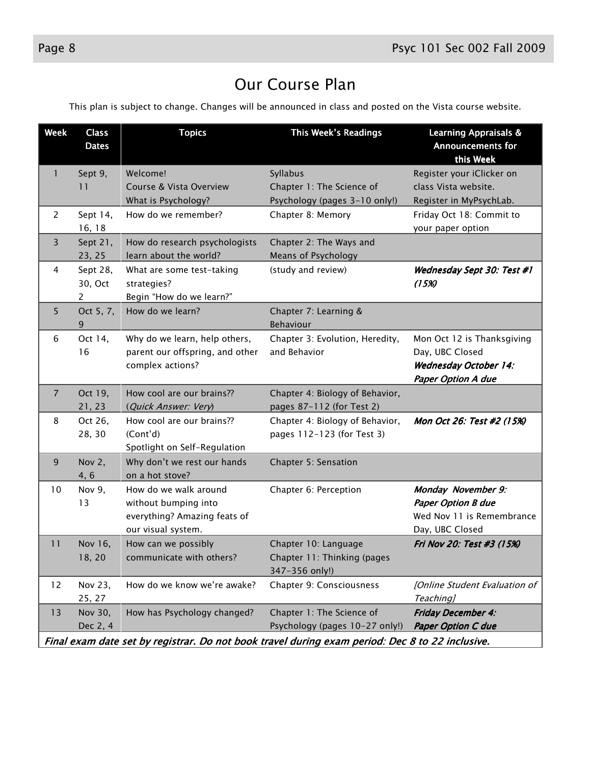# Our Course Plan

This plan is subject to change. Changes will be announced in class and posted on the Vista course website.

| Week | Class Dates | Topics | This Week's Readings | Learning Appraisals & Announcements for this Week |
|---|---|---|---|---|
| 1 | Sept 9, 11 | Welcome!<br>Course & Vista Overview<br>What is Psychology? | Syllabus<br>Chapter 1: The Science of Psychology (pages 3-10 only!) | Register your iClicker on class Vista website.<br>Register in MyPsychLab. |
| 2 | Sept 14, 16, 18 | How do we remember? | Chapter 8: Memory | Friday Oct 18: Commit to your paper option |
| 3 | Sept 21, 23, 25 | How do research psychologists learn about the world? | Chapter 2: The Ways and Means of Psychology | |
| 4 | Sept 28, 30, Oct 2 | What are some test-taking strategies?<br>Begin "How do we learn?" | (study and review) | ***Wednesday Sept 30: Test #1 (15%)*** |
| 5 | Oct 5, 7, 9 | How do we learn? | Chapter 7: Learning & Behaviour | |
| 6 | Oct 14, 16 | Why do we learn, help others, parent our offspring, and other complex actions? | Chapter 3: Evolution, Heredity, and Behavior | Mon Oct 12 is Thanksgiving Day, UBC Closed<br>***Wednesday October 14: Paper Option A due*** |
| 7 | Oct 19, 21, 23 | How cool are our brains??<br>(*Quick Answer: Very*) | Chapter 4: Biology of Behavior, pages 87-112 (for Test 2) | |
| 8 | Oct 26, 28, 30 | How cool are our brains?? (Cont'd)<br>Spotlight on Self-Regulation | Chapter 4: Biology of Behavior, pages 112-123 (for Test 3) | ***Mon Oct 26: Test #2 (15%)*** |
| 9 | Nov 2, 4, 6 | Why don't we rest our hands on a hot stove? | Chapter 5: Sensation | |
| 10 | Nov 9, 13 | How do we walk around without bumping into everything? Amazing feats of our visual system. | Chapter 6: Perception | ***Monday November 9: Paper Option B due***<br>Wed Nov 11 is Remembrance Day, UBC Closed |
| 11 | Nov 16, 18, 20 | How can we possibly communicate with others? | Chapter 10: Language<br>Chapter 11: Thinking (pages 347-356 only!) | ***Fri Nov 20: Test #3 (15%)*** |
| 12 | Nov 23, 25, 27 | How do we know we're awake? | Chapter 9: Consciousness | *[Online Student Evaluation of Teaching]* |
| 13 | Nov 30, Dec 2, 4 | How has Psychology changed? | Chapter 1: The Science of Psychology (pages 10-27 only!) | ***Friday December 4: Paper Option C due*** |
| *Final exam date set by registrar. Do not book travel during exam period: Dec 8 to 22 inclusive.* | | | | |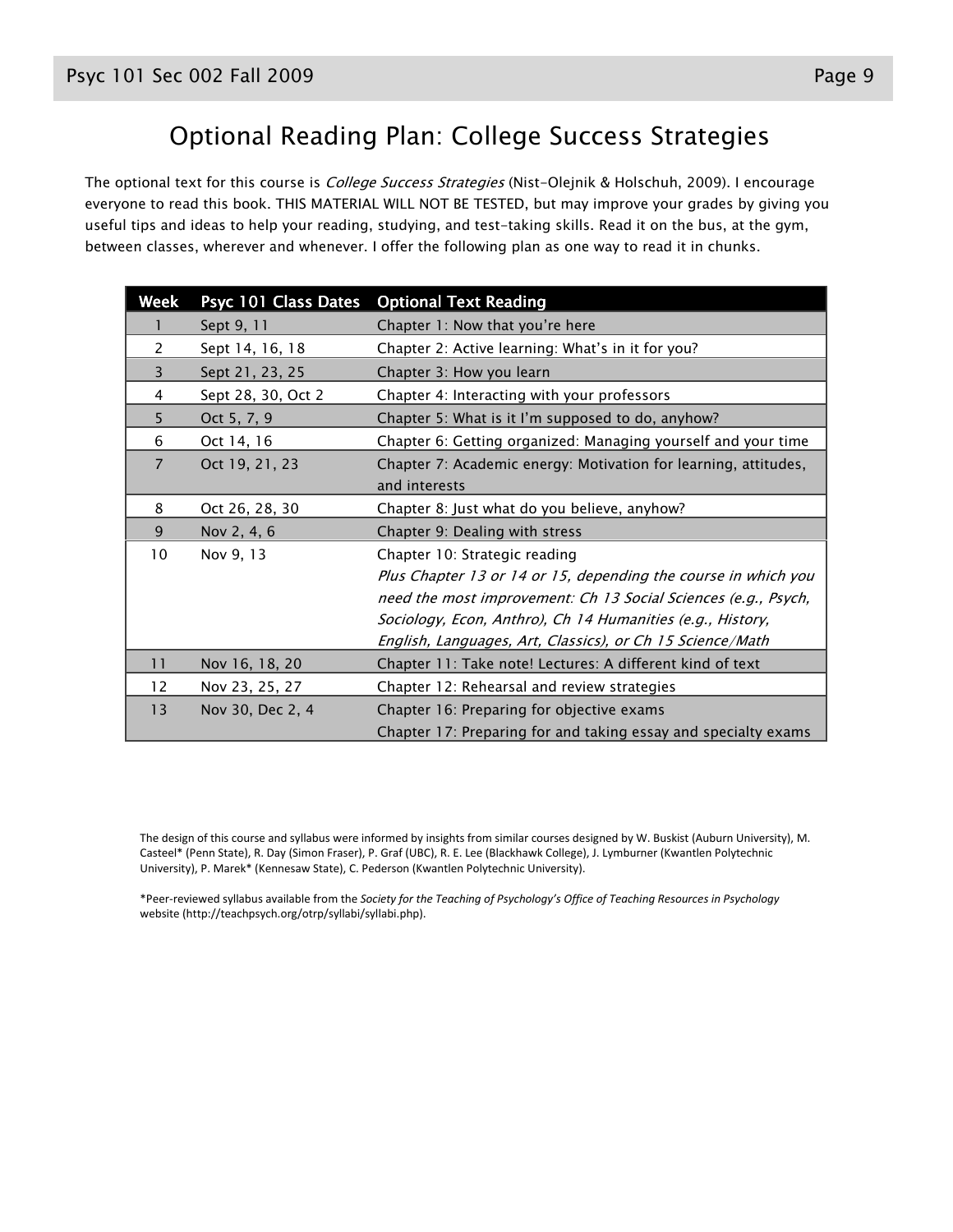# Optional Reading Plan: College Success Strategies

The optional text for this course is *College Success Strategies* (Nist-Olejnik & Holschuh, 2009). I encourage everyone to read this book. THIS MATERIAL WILL NOT BE TESTED, but may improve your grades by giving you useful tips and ideas to help your reading, studying, and test-taking skills. Read it on the bus, at the gym, between classes, wherever and whenever. I offer the following plan as one way to read it in chunks.

| Week | Psyc 101 Class Dates | Optional Text Reading |
|---|---|---|
| 1 | Sept 9, 11 | Chapter 1: Now that you're here |
| 2 | Sept 14, 16, 18 | Chapter 2: Active learning: What's in it for you? |
| 3 | Sept 21, 23, 25 | Chapter 3: How you learn |
| 4 | Sept 28, 30, Oct 2 | Chapter 4: Interacting with your professors |
| 5 | Oct 5, 7, 9 | Chapter 5: What is it I'm supposed to do, anyhow? |
| 6 | Oct 14, 16 | Chapter 6: Getting organized: Managing yourself and your time |
| 7 | Oct 19, 21, 23 | Chapter 7: Academic energy: Motivation for learning, attitudes, and interests |
| 8 | Oct 26, 28, 30 | Chapter 8: Just what do you believe, anyhow? |
| 9 | Nov 2, 4, 6 | Chapter 9: Dealing with stress |
| 10 | Nov 9, 13 | Chapter 10: Strategic reading<br>*Plus Chapter 13 or 14 or 15, depending the course in which you need the most improvement: Ch 13 Social Sciences (e.g., Psych, Sociology, Econ, Anthro), Ch 14 Humanities (e.g., History, English, Languages, Art, Classics), or Ch 15 Science/Math* |
| 11 | Nov 16, 18, 20 | Chapter 11: Take note! Lectures: A different kind of text |
| 12 | Nov 23, 25, 27 | Chapter 12: Rehearsal and review strategies |
| 13 | Nov 30, Dec 2, 4 | Chapter 16: Preparing for objective exams<br>Chapter 17: Preparing for and taking essay and specialty exams |

The design of this course and syllabus were informed by insights from similar courses designed by W. Buskist (Auburn University), M. Casteel* (Penn State), R. Day (Simon Fraser), P. Graf (UBC), R. E. Lee (Blackhawk College), J. Lymburner (Kwantlen Polytechnic University), P. Marek* (Kennesaw State), C. Pederson (Kwantlen Polytechnic University).

*Peer-reviewed syllabus available from the *Society for the Teaching of Psychology's Office of Teaching Resources in Psychology* website (http://teachpsych.org/otrp/syllabi/syllabi.php).